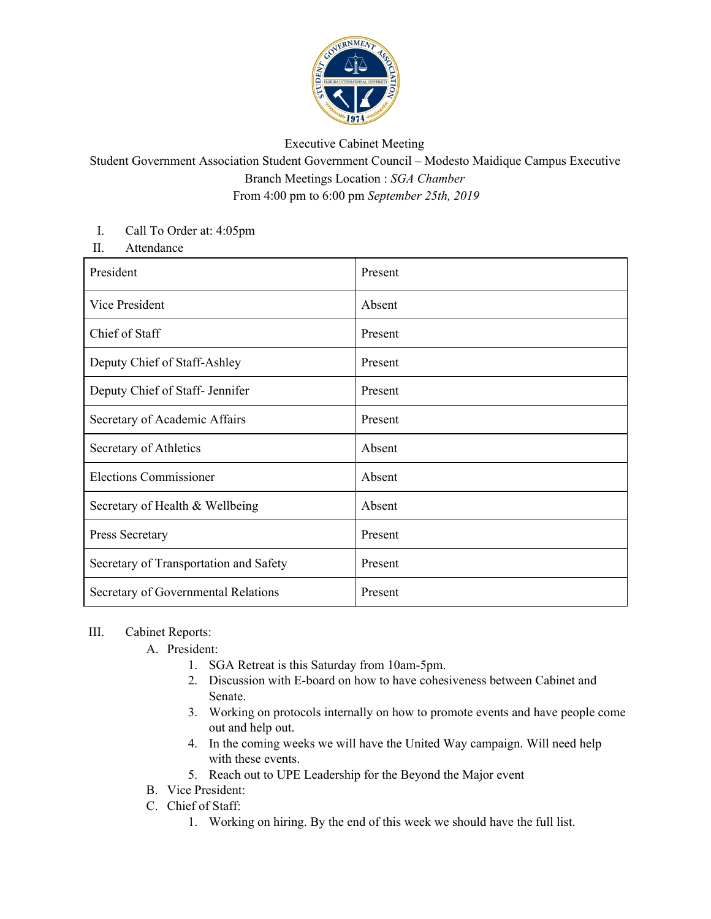Executive Cabinet Meeting

Student Government Association Student Government Council – Modesto Maidique Campus Executive Branch Meetings Location : *SGA Chamber*

From 4:00 pm to 6:00 pm *September 25th, 2019*

I. Call To Order at: 4:05pm

II. Attendance

| President | Present |
|---|---|
| Vice President | Absent |
| Chief of Staff | Present |
| Deputy Chief of Staff-Ashley | Present |
| Deputy Chief of Staff- Jennifer | Present |
| Secretary of Academic Affairs | Present |
| Secretary of Athletics | Absent |
| Elections Commissioner | Absent |
| Secretary of Health & Wellbeing | Absent |
| Press Secretary | Present |
| Secretary of Transportation and Safety | Present |
| Secretary of Governmental Relations | Present |

III. Cabinet Reports:

A. President:
1. SGA Retreat is this Saturday from 10am-5pm.
2. Discussion with E-board on how to have cohesiveness between Cabinet and Senate.
3. Working on protocols internally on how to promote events and have people come out and help out.
4. In the coming weeks we will have the United Way campaign. Will need help with these events.
5. Reach out to UPE Leadership for the Beyond the Major event

B. Vice President:

C. Chief of Staff:
1. Working on hiring. By the end of this week we should have the full list.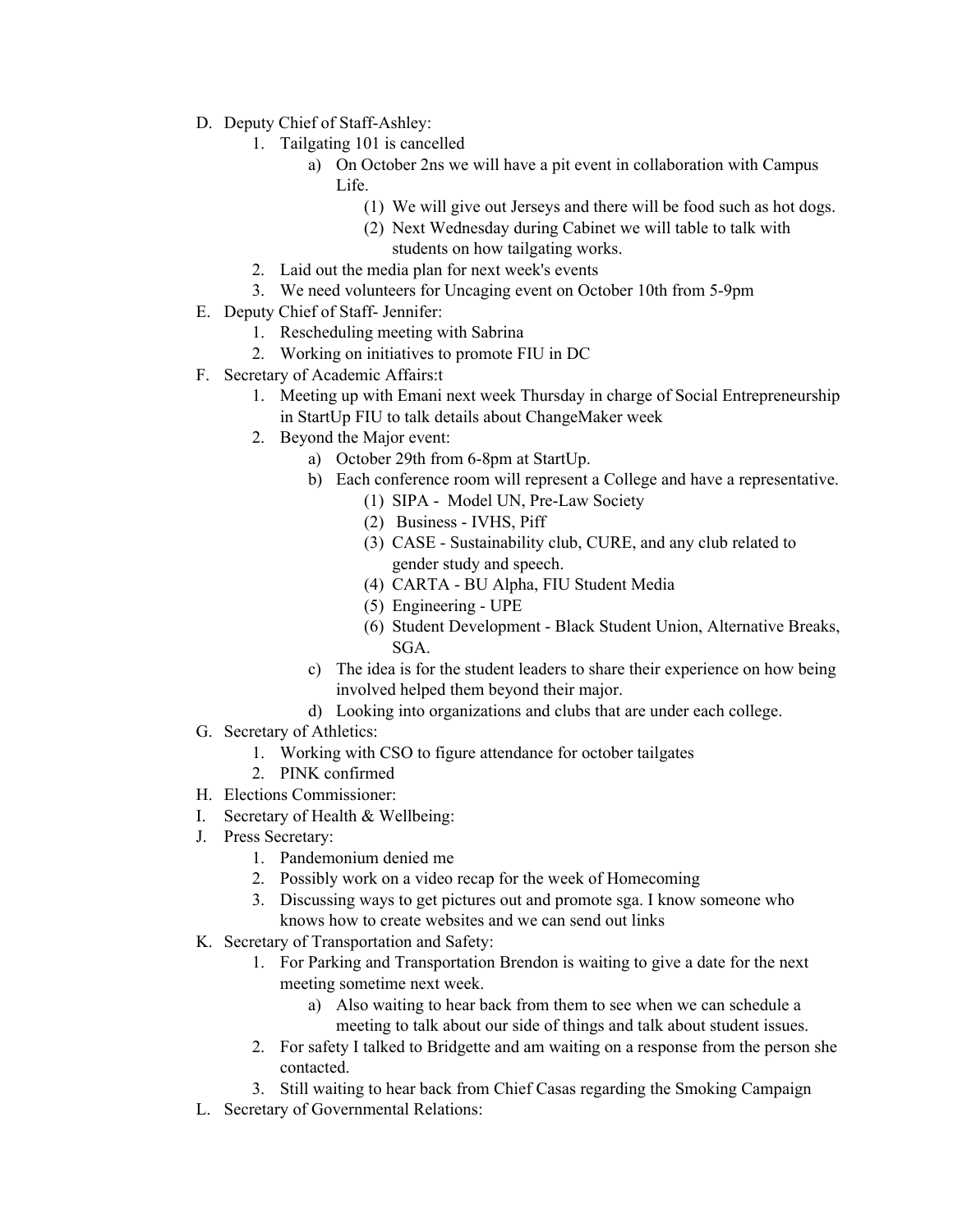D. Deputy Chief of Staff-Ashley:
    1. Tailgating 101 is cancelled
        a) On October 2ns we will have a pit event in collaboration with Campus Life.
            (1) We will give out Jerseys and there will be food such as hot dogs.
            (2) Next Wednesday during Cabinet we will table to talk with students on how tailgating works.
    2. Laid out the media plan for next week's events
    3. We need volunteers for Uncaging event on October 10th from 5-9pm
E. Deputy Chief of Staff- Jennifer:
    1. Rescheduling meeting with Sabrina
    2. Working on initiatives to promote FIU in DC
F. Secretary of Academic Affairs:t
    1. Meeting up with Emani next week Thursday in charge of Social Entrepreneurship in StartUp FIU to talk details about ChangeMaker week
    2. Beyond the Major event:
        a) October 29th from 6-8pm at StartUp.
        b) Each conference room will represent a College and have a representative.
            (1) SIPA - Model UN, Pre-Law Society
            (2) Business - IVHS, Piff
            (3) CASE - Sustainability club, CURE, and any club related to gender study and speech.
            (4) CARTA - BU Alpha, FIU Student Media
            (5) Engineering - UPE
            (6) Student Development - Black Student Union, Alternative Breaks, SGA.
        c) The idea is for the student leaders to share their experience on how being involved helped them beyond their major.
        d) Looking into organizations and clubs that are under each college.
G. Secretary of Athletics:
    1. Working with CSO to figure attendance for october tailgates
    2. PINK confirmed
H. Elections Commissioner:
I. Secretary of Health & Wellbeing:
J. Press Secretary:
    1. Pandemonium denied me
    2. Possibly work on a video recap for the week of Homecoming
    3. Discussing ways to get pictures out and promote sga. I know someone who knows how to create websites and we can send out links
K. Secretary of Transportation and Safety:
    1. For Parking and Transportation Brendon is waiting to give a date for the next meeting sometime next week.
        a) Also waiting to hear back from them to see when we can schedule a meeting to talk about our side of things and talk about student issues.
    2. For safety I talked to Bridgette and am waiting on a response from the person she contacted.
    3. Still waiting to hear back from Chief Casas regarding the Smoking Campaign
L. Secretary of Governmental Relations: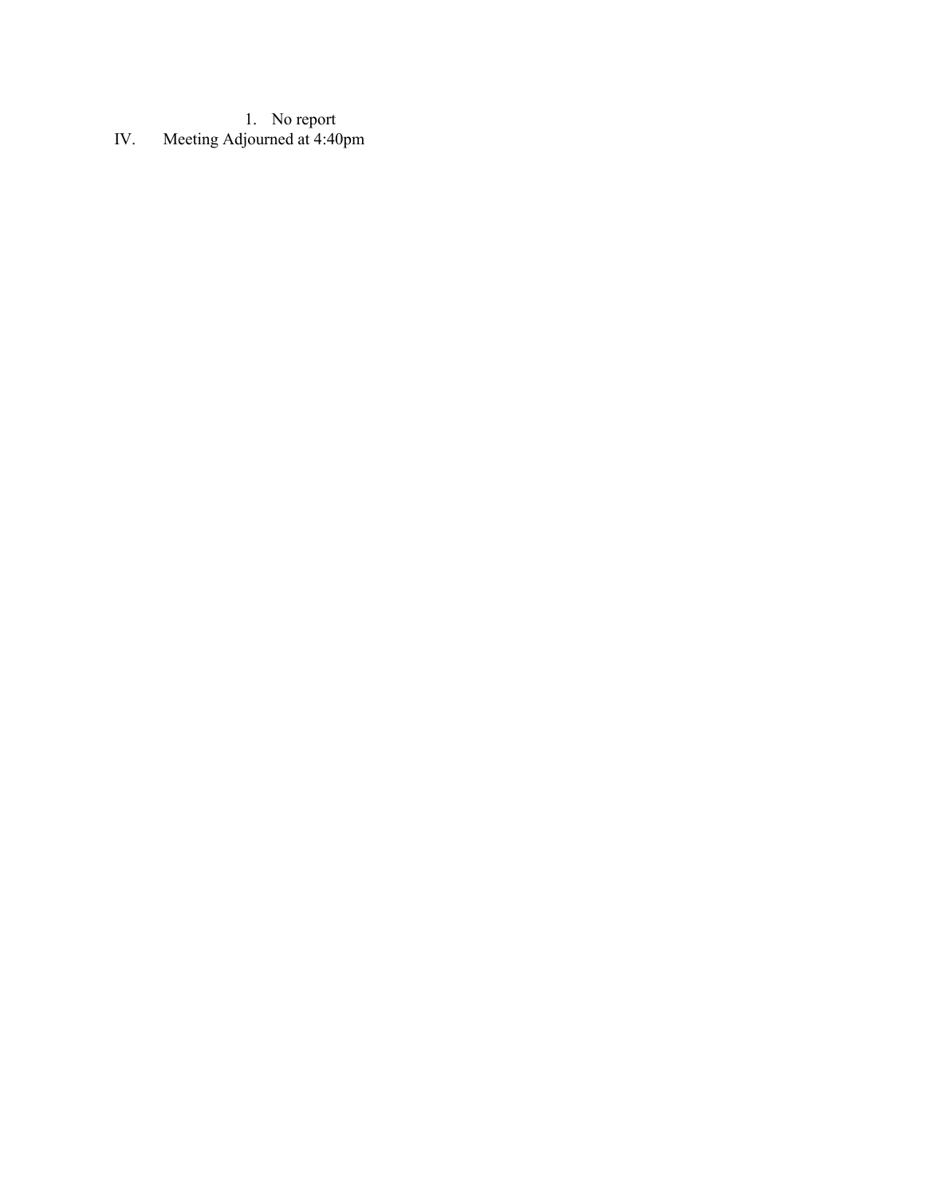1. No report

IV. Meeting Adjourned at 4:40pm